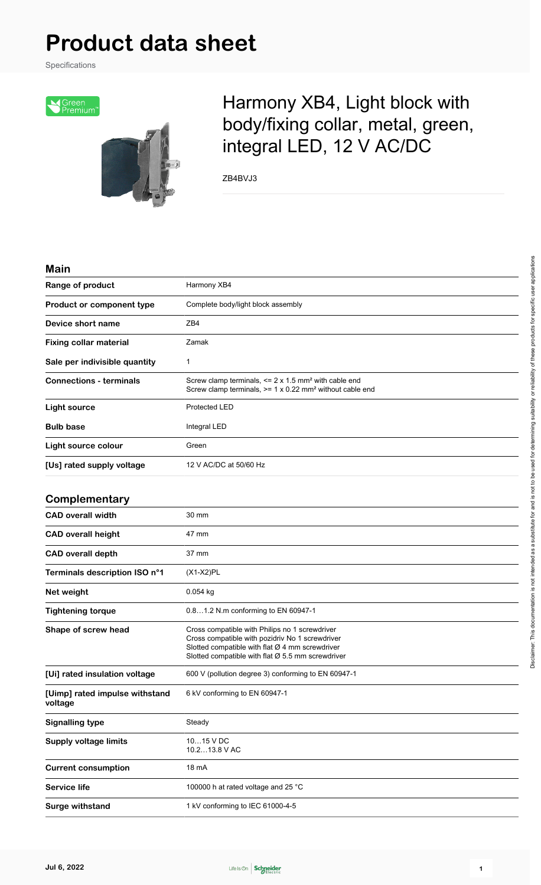# Product data sheet

Specifications

## Harmony XB4, Light block with body/fixing collar, metal, green, integral LED, 12 V AC/DC

ZB4BVJ3

### Main

| | |
|---|---|
| **Range of product** | Harmony XB4 |
| **Product or component type** | Complete body/light block assembly |
| **Device short name** | ZB4 |
| **Fixing collar material** | Zamak |
| **Sale per indivisible quantity** | 1 |
| **Connections - terminals** | Screw clamp terminals, <= 2 x 1.5 mm² with cable end<br>Screw clamp terminals, >= 1 x 0.22 mm² without cable end |
| **Light source** | Protected LED |
| **Bulb base** | Integral LED |
| **Light source colour** | Green |
| **[Us] rated supply voltage** | 12 V AC/DC at 50/60 Hz |

### Complementary

| | |
|---|---|
| **CAD overall width** | 30 mm |
| **CAD overall height** | 47 mm |
| **CAD overall depth** | 37 mm |
| **Terminals description ISO n°1** | (X1-X2)PL |
| **Net weight** | 0.054 kg |
| **Tightening torque** | 0.8…1.2 N.m conforming to EN 60947-1 |
| **Shape of screw head** | Cross compatible with Philips no 1 screwdriver<br>Cross compatible with pozidriv No 1 screwdriver<br>Slotted compatible with flat Ø 4 mm screwdriver<br>Slotted compatible with flat Ø 5.5 mm screwdriver |
| **[Ui] rated insulation voltage** | 600 V (pollution degree 3) conforming to EN 60947-1 |
| **[Uimp] rated impulse withstand voltage** | 6 kV conforming to EN 60947-1 |
| **Signalling type** | Steady |
| **Supply voltage limits** | 10…15 V DC<br>10.2…13.8 V AC |
| **Current consumption** | 18 mA |
| **Service life** | 100000 h at rated voltage and 25 °C |
| **Surge withstand** | 1 kV conforming to IEC 61000-4-5 |

Disclaimer: This documentation is not intended as a substitute for and is not to be used for determining suitability or reliability of these products for specific user applications

Jul 6, 2022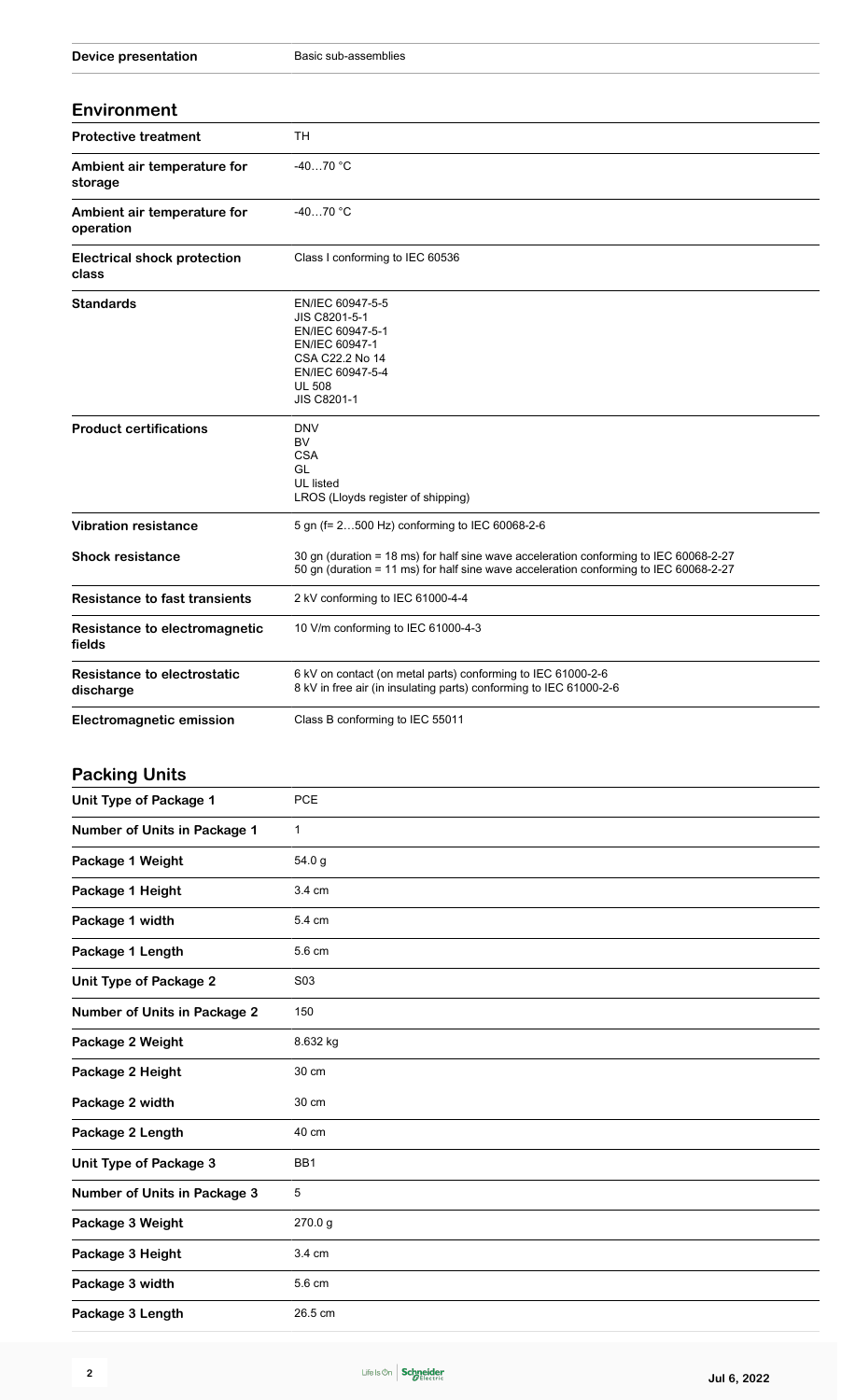| | |
|---|---|
| **Device presentation** | Basic sub-assemblies |

## Environment

| | |
|---|---|
| **Protective treatment** | TH |
| **Ambient air temperature for storage** | -40…70 °C |
| **Ambient air temperature for operation** | -40…70 °C |
| **Electrical shock protection class** | Class I conforming to IEC 60536 |
| **Standards** | EN/IEC 60947-5-5<br>JIS C8201-5-1<br>EN/IEC 60947-5-1<br>EN/IEC 60947-1<br>CSA C22.2 No 14<br>EN/IEC 60947-5-4<br>UL 508<br>JIS C8201-1 |
| **Product certifications** | DNV<br>BV<br>CSA<br>GL<br>UL listed<br>LROS (Lloyds register of shipping) |
| **Vibration resistance** | 5 gn (f= 2…500 Hz) conforming to IEC 60068-2-6 |
| **Shock resistance** | 30 gn (duration = 18 ms) for half sine wave acceleration conforming to IEC 60068-2-27<br>50 gn (duration = 11 ms) for half sine wave acceleration conforming to IEC 60068-2-27 |
| **Resistance to fast transients** | 2 kV conforming to IEC 61000-4-4 |
| **Resistance to electromagnetic fields** | 10 V/m conforming to IEC 61000-4-3 |
| **Resistance to electrostatic discharge** | 6 kV on contact (on metal parts) conforming to IEC 61000-2-6<br>8 kV in free air (in insulating parts) conforming to IEC 61000-2-6 |
| **Electromagnetic emission** | Class B conforming to IEC 55011 |

## Packing Units

| | |
|---|---|
| **Unit Type of Package 1** | PCE |
| **Number of Units in Package 1** | 1 |
| **Package 1 Weight** | 54.0 g |
| **Package 1 Height** | 3.4 cm |
| **Package 1 width** | 5.4 cm |
| **Package 1 Length** | 5.6 cm |
| **Unit Type of Package 2** | S03 |
| **Number of Units in Package 2** | 150 |
| **Package 2 Weight** | 8.632 kg |
| **Package 2 Height** | 30 cm |
| **Package 2 width** | 30 cm |
| **Package 2 Length** | 40 cm |
| **Unit Type of Package 3** | BB1 |
| **Number of Units in Package 3** | 5 |
| **Package 3 Weight** | 270.0 g |
| **Package 3 Height** | 3.4 cm |
| **Package 3 width** | 5.6 cm |
| **Package 3 Length** | 26.5 cm |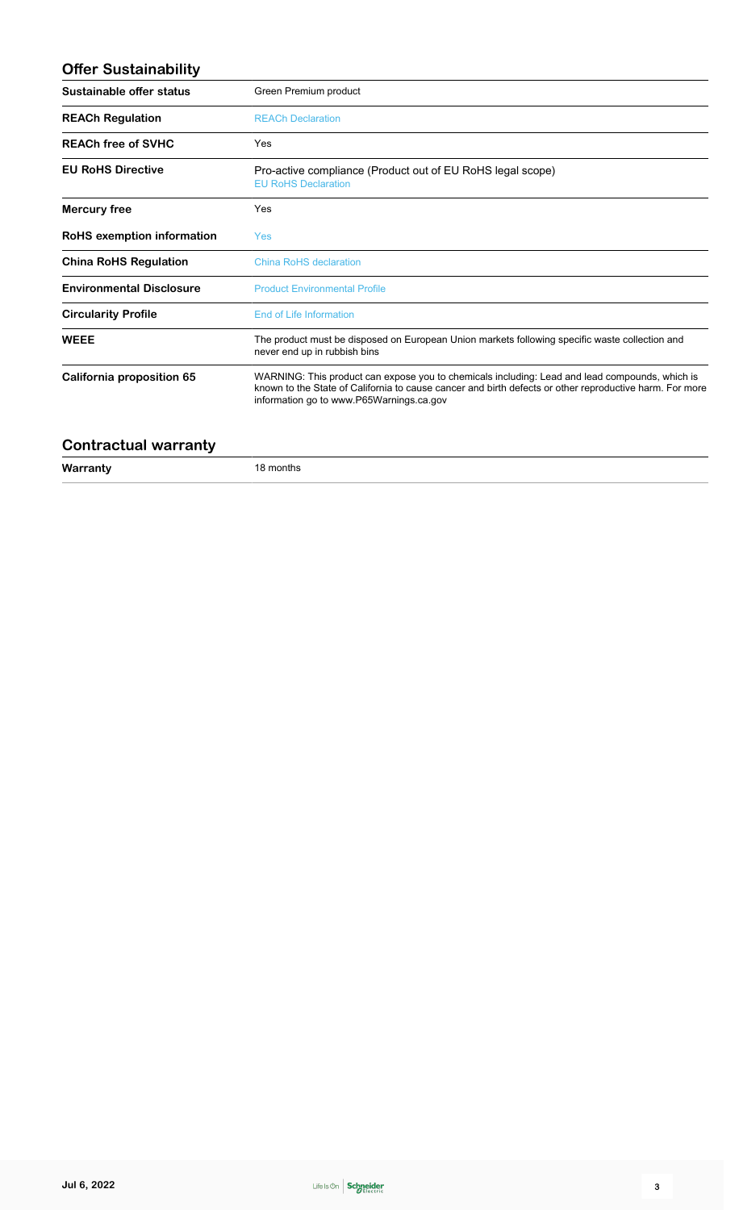## Offer Sustainability

| | |
|---|---|
| **Sustainable offer status** | Green Premium product |
| **REACh Regulation** | REACh Declaration |
| **REACh free of SVHC** | Yes |
| **EU RoHS Directive** | Pro-active compliance (Product out of EU RoHS legal scope)<br>EU RoHS Declaration |
| **Mercury free** | Yes |
| **RoHS exemption information** | Yes |
| **China RoHS Regulation** | China RoHS declaration |
| **Environmental Disclosure** | Product Environmental Profile |
| **Circularity Profile** | End of Life Information |
| **WEEE** | The product must be disposed on European Union markets following specific waste collection and never end up in rubbish bins |
| **California proposition 65** | WARNING: This product can expose you to chemicals including: Lead and lead compounds, which is known to the State of California to cause cancer and birth defects or other reproductive harm. For more information go to www.P65Warnings.ca.gov |

## Contractual warranty

| | |
|---|---|
| **Warranty** | 18 months |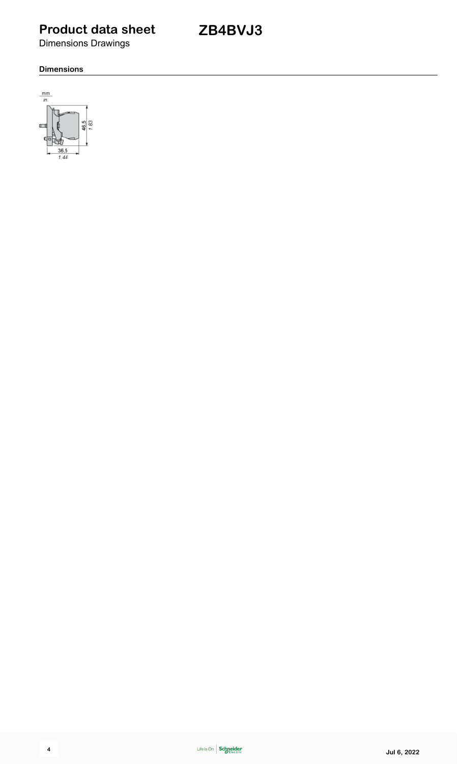# Product data sheet

Dimensions Drawings

# ZB4BVJ3

### Dimensions

mm
in.

46,5
1.83

36,5
1.44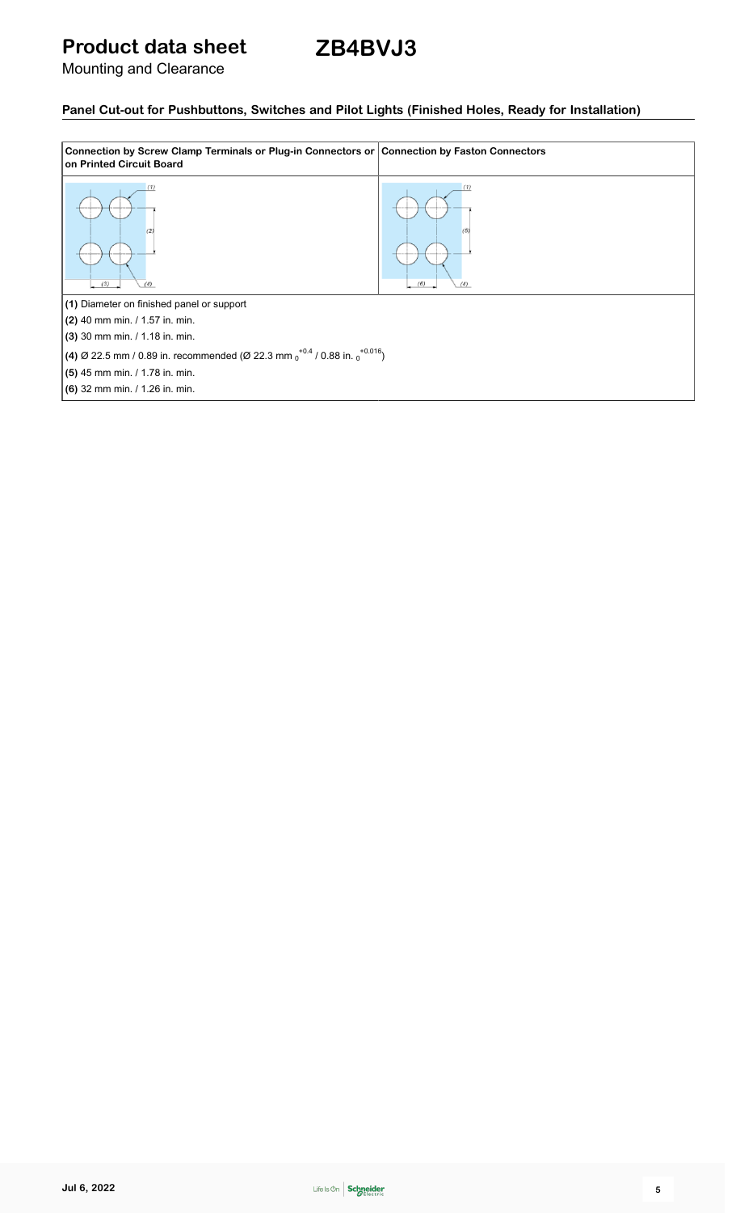# Product data sheet

# ZB4BVJ3

Mounting and Clearance

## Panel Cut-out for Pushbuttons, Switches and Pilot Lights (Finished Holes, Ready for Installation)

| Connection by Screw Clamp Terminals or Plug-in Connectors or on Printed Circuit Board | Connection by Faston Connectors |
|---|---|
| (1) (2) (3) (4) | (1) (5) (6) (4) |

**(1)** Diameter on finished panel or support

**(2)** 40 mm min. / 1.57 in. min.

**(3)** 30 mm min. / 1.18 in. min.

**(4)** Ø 22.5 mm / 0.89 in. recommended (Ø 22.3 mm $_{0}^{+0.4}$ / 0.88 in. $_{0}^{+0.016}$)

**(5)** 45 mm min. / 1.78 in. min.

**(6)** 32 mm min. / 1.26 in. min.